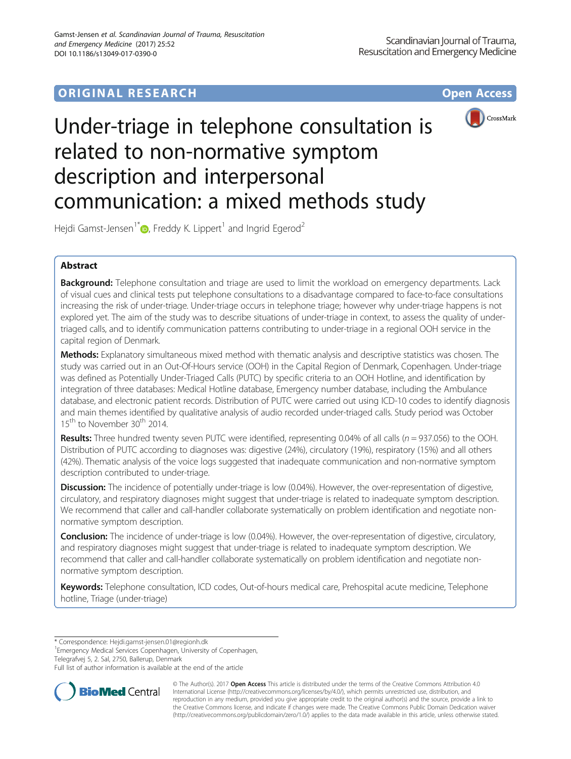ORIGINAL RESEARCH

Open Access

# Under-triage in telephone consultation is related to non-normative symptom description and interpersonal communication: a mixed methods study

Hejdi Gamst-Jensen[1*], Freddy K. Lippert[1] and Ingrid Egerod[2]

## Abstract

**Background:** Telephone consultation and triage are used to limit the workload on emergency departments. Lack of visual cues and clinical tests put telephone consultations to a disadvantage compared to face-to-face consultations increasing the risk of under-triage. Under-triage occurs in telephone triage; however why under-triage happens is not explored yet. The aim of the study was to describe situations of under-triage in context, to assess the quality of under-triaged calls, and to identify communication patterns contributing to under-triage in a regional OOH service in the capital region of Denmark.

**Methods:** Explanatory simultaneous mixed method with thematic analysis and descriptive statistics was chosen. The study was carried out in an Out-Of-Hours service (OOH) in the Capital Region of Denmark, Copenhagen. Under-triage was defined as Potentially Under-Triaged Calls (PUTC) by specific criteria to an OOH Hotline, and identification by integration of three databases: Medical Hotline database, Emergency number database, including the Ambulance database, and electronic patient records. Distribution of PUTC were carried out using ICD-10 codes to identify diagnosis and main themes identified by qualitative analysis of audio recorded under-triaged calls. Study period was October 15th to November 30th 2014.

**Results:** Three hundred twenty seven PUTC were identified, representing 0.04% of all calls ($n = 937.056$) to the OOH. Distribution of PUTC according to diagnoses was: digestive (24%), circulatory (19%), respiratory (15%) and all others (42%). Thematic analysis of the voice logs suggested that inadequate communication and non-normative symptom description contributed to under-triage.

**Discussion:** The incidence of potentially under-triage is low (0.04%). However, the over-representation of digestive, circulatory, and respiratory diagnoses might suggest that under-triage is related to inadequate symptom description. We recommend that caller and call-handler collaborate systematically on problem identification and negotiate non-normative symptom description.

**Conclusion:** The incidence of under-triage is low (0.04%). However, the over-representation of digestive, circulatory, and respiratory diagnoses might suggest that under-triage is related to inadequate symptom description. We recommend that caller and call-handler collaborate systematically on problem identification and negotiate non-normative symptom description.

**Keywords:** Telephone consultation, ICD codes, Out-of-hours medical care, Prehospital acute medicine, Telephone hotline, Triage (under-triage)

---

* Correspondence: Hejdi.gamst-jensen.01@regionh.dk
[1]Emergency Medical Services Copenhagen, University of Copenhagen, Telegrafvej 5, 2. Sal, 2750, Ballerup, Denmark
Full list of author information is available at the end of the article

© The Author(s). 2017 **Open Access** This article is distributed under the terms of the Creative Commons Attribution 4.0 International License (http://creativecommons.org/licenses/by/4.0/), which permits unrestricted use, distribution, and reproduction in any medium, provided you give appropriate credit to the original author(s) and the source, provide a link to the Creative Commons license, and indicate if changes were made. The Creative Commons Public Domain Dedication waiver (http://creativecommons.org/publicdomain/zero/1.0/) applies to the data made available in this article, unless otherwise stated.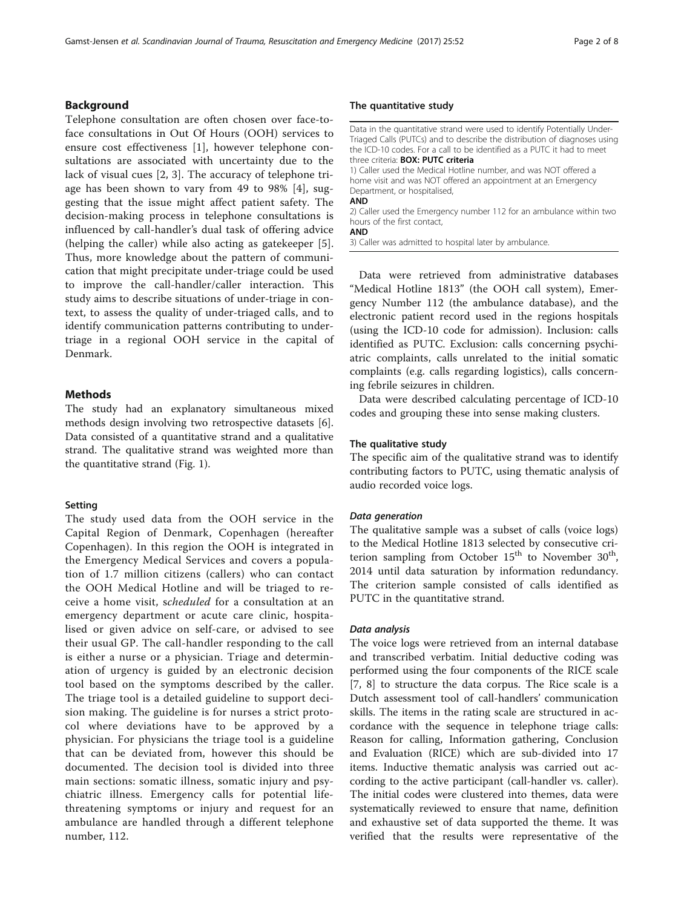## Background

Telephone consultation are often chosen over face-to-face consultations in Out Of Hours (OOH) services to ensure cost effectiveness [1], however telephone consultations are associated with uncertainty due to the lack of visual cues [2, 3]. The accuracy of telephone triage has been shown to vary from 49 to 98% [4], suggesting that the issue might affect patient safety. The decision-making process in telephone consultations is influenced by call-handler's dual task of offering advice (helping the caller) while also acting as gatekeeper [5]. Thus, more knowledge about the pattern of communication that might precipitate under-triage could be used to improve the call-handler/caller interaction. This study aims to describe situations of under-triage in context, to assess the quality of under-triaged calls, and to identify communication patterns contributing to under-triage in a regional OOH service in the capital of Denmark.

## Methods

The study had an explanatory simultaneous mixed methods design involving two retrospective datasets [6]. Data consisted of a quantitative strand and a qualitative strand. The qualitative strand was weighted more than the quantitative strand (Fig. 1).

### Setting

The study used data from the OOH service in the Capital Region of Denmark, Copenhagen (hereafter Copenhagen). In this region the OOH is integrated in the Emergency Medical Services and covers a population of 1.7 million citizens (callers) who can contact the OOH Medical Hotline and will be triaged to receive a home visit, s*cheduled* for a consultation at an emergency department or acute care clinic, hospitalised or given advice on self-care, or advised to see their usual GP. The call-handler responding to the call is either a nurse or a physician. Triage and determination of urgency is guided by an electronic decision tool based on the symptoms described by the caller. The triage tool is a detailed guideline to support decision making. The guideline is for nurses a strict protocol where deviations have to be approved by a physician. For physicians the triage tool is a guideline that can be deviated from, however this should be documented. The decision tool is divided into three main sections: somatic illness, somatic injury and psychiatric illness. Emergency calls for potential life-threatening symptoms or injury and request for an ambulance are handled through a different telephone number, 112.

### The quantitative study

Data in the quantitative strand were used to identify Potentially Under-Triaged Calls (PUTCs) and to describe the distribution of diagnoses using the ICD-10 codes. For a call to be identified as a PUTC it had to meet three criteria: **BOX: PUTC criteria**

1) Caller used the Medical Hotline number, and was NOT offered a home visit and was NOT offered an appointment at an Emergency Department, or hospitalised,

**AND**

2) Caller used the Emergency number 112 for an ambulance within two hours of the first contact,

**AND**

3) Caller was admitted to hospital later by ambulance.

Data were retrieved from administrative databases "Medical Hotline 1813" (the OOH call system), Emergency Number 112 (the ambulance database), and the electronic patient record used in the regions hospitals (using the ICD-10 code for admission). Inclusion: calls identified as PUTC. Exclusion: calls concerning psychiatric complaints, calls unrelated to the initial somatic complaints (e.g. calls regarding logistics), calls concerning febrile seizures in children.

Data were described calculating percentage of ICD-10 codes and grouping these into sense making clusters.

### The qualitative study

The specific aim of the qualitative strand was to identify contributing factors to PUTC, using thematic analysis of audio recorded voice logs.

#### *Data generation*

The qualitative sample was a subset of calls (voice logs) to the Medical Hotline 1813 selected by consecutive criterion sampling from October 15th to November 30th, 2014 until data saturation by information redundancy. The criterion sample consisted of calls identified as PUTC in the quantitative strand.

#### *Data analysis*

The voice logs were retrieved from an internal database and transcribed verbatim. Initial deductive coding was performed using the four components of the RICE scale [7, 8] to structure the data corpus. The Rice scale is a Dutch assessment tool of call-handlers' communication skills. The items in the rating scale are structured in accordance with the sequence in telephone triage calls: Reason for calling, Information gathering, Conclusion and Evaluation (RICE) which are sub-divided into 17 items. Inductive thematic analysis was carried out according to the active participant (call-handler vs. caller). The initial codes were clustered into themes, data were systematically reviewed to ensure that name, definition and exhaustive set of data supported the theme. It was verified that the results were representative of the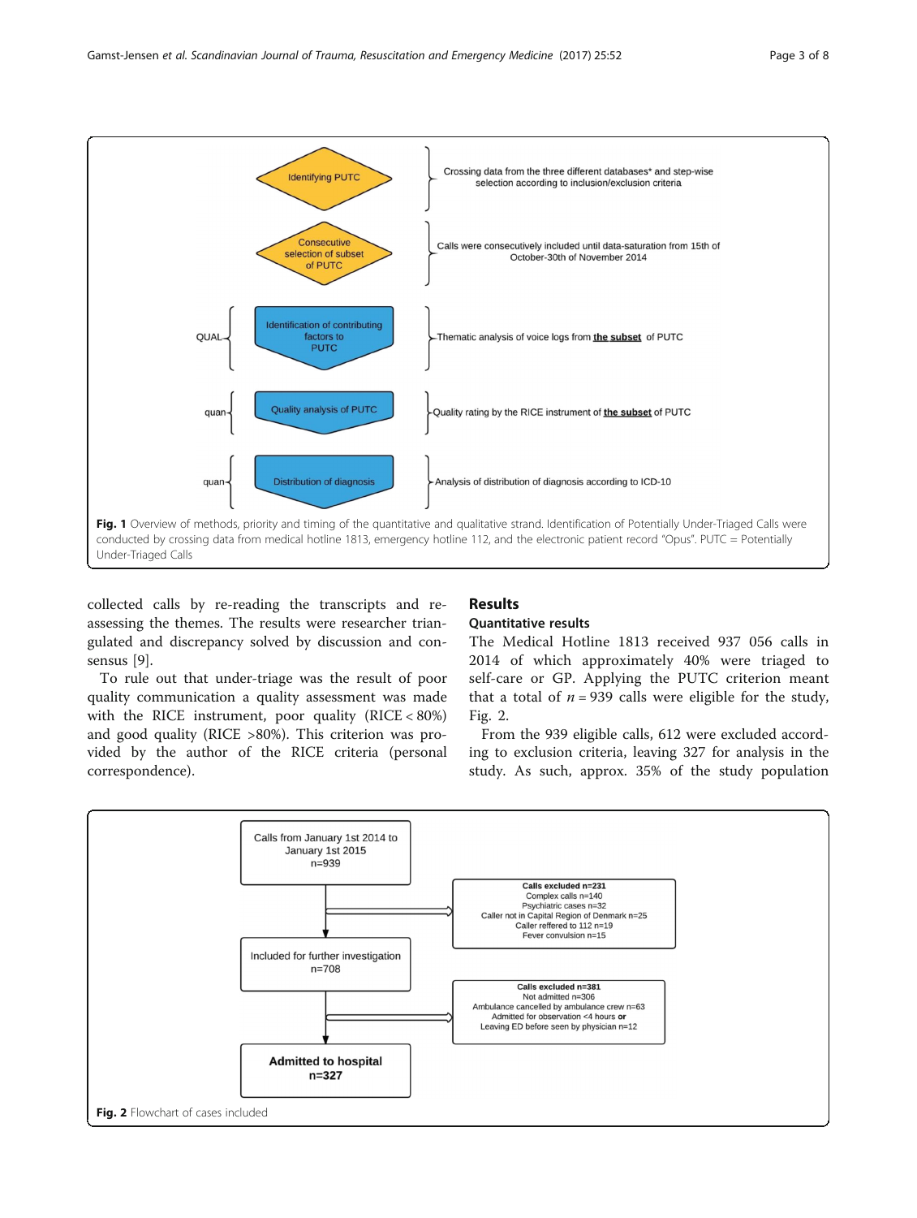Identifying PUTC — Crossing data from the three different databases* and step-wise selection according to inclusion/exclusion criteria

Consecutive selection of subset of PUTC — Calls were consecutively included until data-saturation from 15th of October-30th of November 2014

QUAL — Identification of contributing factors to PUTC — Thematic analysis of voice logs from **the subset** of PUTC

quan — Quality analysis of PUTC — Quality rating by the RICE instrument of **the subset** of PUTC

quan — Distribution of diagnosis — Analysis of distribution of diagnosis according to ICD-10

**Fig. 1** Overview of methods, priority and timing of the quantitative and qualitative strand. Identification of Potentially Under-Triaged Calls were conducted by crossing data from medical hotline 1813, emergency hotline 112, and the electronic patient record "Opus". PUTC = Potentially Under-Triaged Calls

collected calls by re-reading the transcripts and re-assessing the themes. The results were researcher triangulated and discrepancy solved by discussion and consensus [9].

To rule out that under-triage was the result of poor quality communication a quality assessment was made with the RICE instrument, poor quality (RICE < 80%) and good quality (RICE >80%). This criterion was provided by the author of the RICE criteria (personal correspondence).

## Results

### Quantitative results

The Medical Hotline 1813 received 937 056 calls in 2014 of which approximately 40% were triaged to self-care or GP. Applying the PUTC criterion meant that a total of $n = 939$ calls were eligible for the study, Fig. 2.

From the 939 eligible calls, 612 were excluded according to exclusion criteria, leaving 327 for analysis in the study. As such, approx. 35% of the study population

Calls from January 1st 2014 to January 1st 2015 n=939

→ **Calls excluded n=231**
Complex calls n=140
Psychiatric cases n=32
Caller not in Capital Region of Denmark n=25
Caller reffered to 112 n=19
Fever convulsion n=15

Included for further investigation n=708

→ **Calls excluded n=381**
Not admitted n=306
Ambulance cancelled by ambulance crew n=63
Admitted for observation <4 hours **or**
Leaving ED before seen by physician n=12

**Admitted to hospital n=327**

**Fig. 2** Flowchart of cases included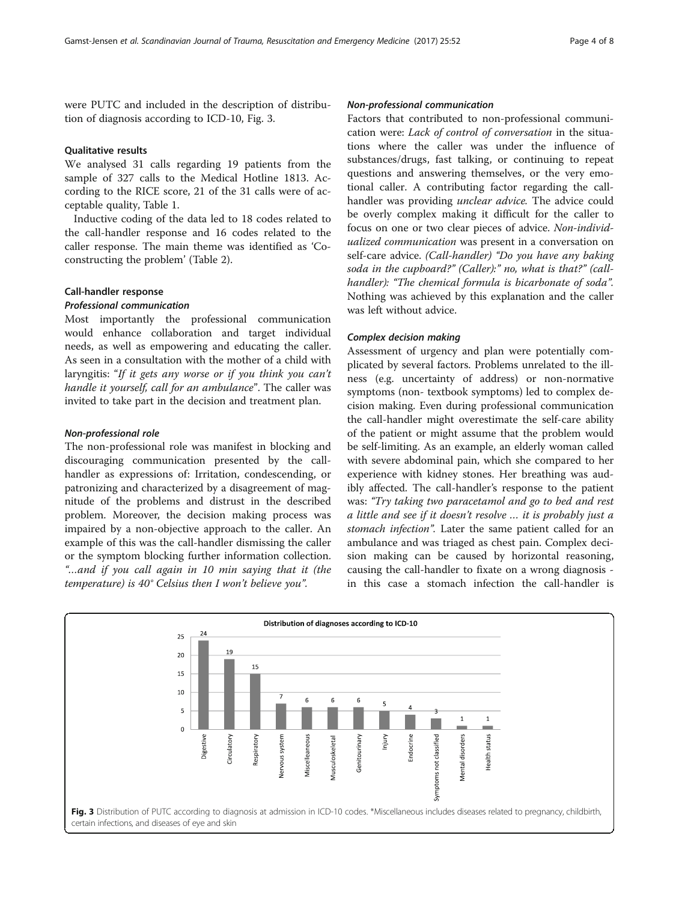were PUTC and included in the description of distribution of diagnosis according to ICD-10, Fig. 3.

### Qualitative results

We analysed 31 calls regarding 19 patients from the sample of 327 calls to the Medical Hotline 1813. According to the RICE score, 21 of the 31 calls were of acceptable quality, Table 1.

Inductive coding of the data led to 18 codes related to the call-handler response and 16 codes related to the caller response. The main theme was identified as 'Co-constructing the problem' (Table 2).

### Call-handler response

#### *Professional communication*

Most importantly the professional communication would enhance collaboration and target individual needs, as well as empowering and educating the caller. As seen in a consultation with the mother of a child with laryngitis: *"If it gets any worse or if you think you can't handle it yourself, call for an ambulance"*. The caller was invited to take part in the decision and treatment plan.

#### *Non-professional role*

The non-professional role was manifest in blocking and discouraging communication presented by the call-handler as expressions of: Irritation, condescending, or patronizing and characterized by a disagreement of magnitude of the problems and distrust in the described problem. Moreover, the decision making process was impaired by a non-objective approach to the caller. An example of this was the call-handler dismissing the caller or the symptom blocking further information collection. *"…and if you call again in 10 min saying that it (the temperature) is 40° Celsius then I won't believe you"*.

#### *Non-professional communication*

Factors that contributed to non-professional communication were: *Lack of control of conversation* in the situations where the caller was under the influence of substances/drugs, fast talking, or continuing to repeat questions and answering themselves, or the very emotional caller. A contributing factor regarding the call-handler was providing *unclear advice*. The advice could be overly complex making it difficult for the caller to focus on one or two clear pieces of advice. *Non-individualized communication* was present in a conversation on self-care advice. *(Call-handler) "Do you have any baking soda in the cupboard?" (Caller):" no, what is that?" (call-handler): "The chemical formula is bicarbonate of soda"*. Nothing was achieved by this explanation and the caller was left without advice.

#### *Complex decision making*

Assessment of urgency and plan were potentially complicated by several factors. Problems unrelated to the illness (e.g. uncertainty of address) or non-normative symptoms (non- textbook symptoms) led to complex decision making. Even during professional communication the call-handler might overestimate the self-care ability of the patient or might assume that the problem would be self-limiting. As an example, an elderly woman called with severe abdominal pain, which she compared to her experience with kidney stones. Her breathing was audibly affected. The call-handler's response to the patient was: *"Try taking two paracetamol and go to bed and rest a little and see if it doesn't resolve … it is probably just a stomach infection"*. Later the same patient called for an ambulance and was triaged as chest pain. Complex decision making can be caused by horizontal reasoning, causing the call-handler to fixate on a wrong diagnosis - in this case a stomach infection the call-handler is

**Distribution of diagnoses according to ICD-10**

| Diagnosis | Count |
|---|---|
| Digestive | 24 |
| Circulatory | 19 |
| Respiratory | 15 |
| Nervous system | 7 |
| Miscelleaneous | 6 |
| Musculoskeletal | 6 |
| Genitourinary | 6 |
| Injury | 5 |
| Endocrine | 4 |
| Symptoms not classified | 3 |
| Mental disorders | 1 |
| Health status | 1 |

**Fig. 3** Distribution of PUTC according to diagnosis at admission in ICD-10 codes. *Miscellaneous includes diseases related to pregnancy, childbirth, certain infections, and diseases of eye and skin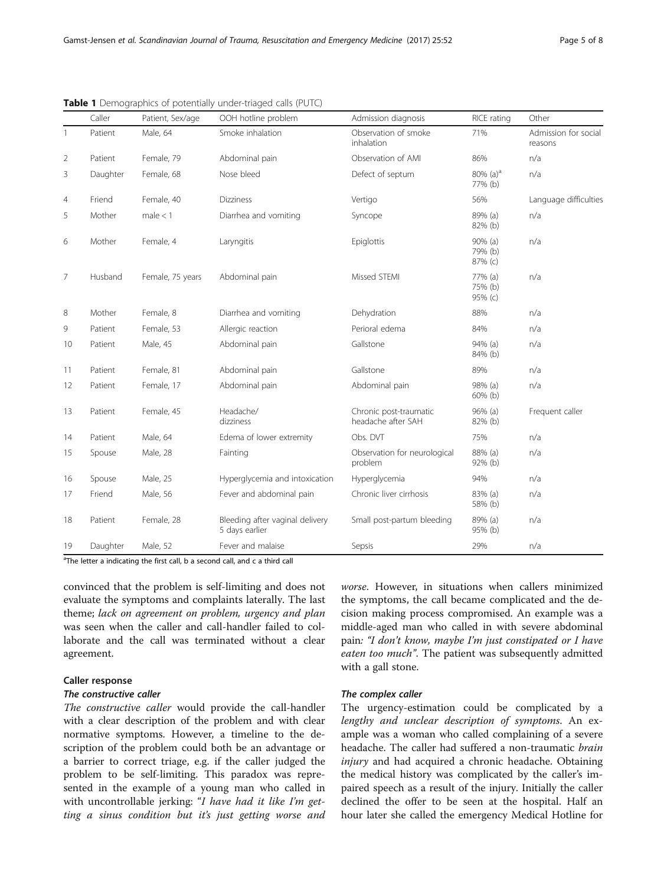**Table 1** Demographics of potentially under-triaged calls (PUTC)

| | Caller | Patient, Sex/age | OOH hotline problem | Admission diagnosis | RICE rating | Other |
|---|---|---|---|---|---|---|
| 1 | Patient | Male, 64 | Smoke inhalation | Observation of smoke inhalation | 71% | Admission for social reasons |
| 2 | Patient | Female, 79 | Abdominal pain | Observation of AMI | 86% | n/a |
| 3 | Daughter | Female, 68 | Nose bleed | Defect of septum | 80% (a)[a] 77% (b) | n/a |
| 4 | Friend | Female, 40 | Dizziness | Vertigo | 56% | Language difficulties |
| 5 | Mother | male < 1 | Diarrhea and vomiting | Syncope | 89% (a) 82% (b) | n/a |
| 6 | Mother | Female, 4 | Laryngitis | Epiglottis | 90% (a) 79% (b) 87% (c) | n/a |
| 7 | Husband | Female, 75 years | Abdominal pain | Missed STEMI | 77% (a) 75% (b) 95% (c) | n/a |
| 8 | Mother | Female, 8 | Diarrhea and vomiting | Dehydration | 88% | n/a |
| 9 | Patient | Female, 53 | Allergic reaction | Perioral edema | 84% | n/a |
| 10 | Patient | Male, 45 | Abdominal pain | Gallstone | 94% (a) 84% (b) | n/a |
| 11 | Patient | Female, 81 | Abdominal pain | Gallstone | 89% | n/a |
| 12 | Patient | Female, 17 | Abdominal pain | Abdominal pain | 98% (a) 60% (b) | n/a |
| 13 | Patient | Female, 45 | Headache/ dizziness | Chronic post-traumatic headache after SAH | 96% (a) 82% (b) | Frequent caller |
| 14 | Patient | Male, 64 | Edema of lower extremity | Obs. DVT | 75% | n/a |
| 15 | Spouse | Male, 28 | Fainting | Observation for neurological problem | 88% (a) 92% (b) | n/a |
| 16 | Spouse | Male, 25 | Hyperglycemia and intoxication | Hyperglycemia | 94% | n/a |
| 17 | Friend | Male, 56 | Fever and abdominal pain | Chronic liver cirrhosis | 83% (a) 58% (b) | n/a |
| 18 | Patient | Female, 28 | Bleeding after vaginal delivery 5 days earlier | Small post-partum bleeding | 89% (a) 95% (b) | n/a |
| 19 | Daughter | Male, 52 | Fever and malaise | Sepsis | 29% | n/a |

[a]The letter a indicating the first call, b a second call, and c a third call

convinced that the problem is self-limiting and does not evaluate the symptoms and complaints laterally. The last theme; *lack on agreement on problem, urgency and plan* was seen when the caller and call-handler failed to collaborate and the call was terminated without a clear agreement.

### Caller response

#### The constructive caller

*The constructive caller* would provide the call-handler with a clear description of the problem and with clear normative symptoms. However, a timeline to the description of the problem could both be an advantage or a barrier to correct triage, e.g. if the caller judged the problem to be self-limiting. This paradox was represented in the example of a young man who called in with uncontrollable jerking: "*I have had it like I'm getting a sinus condition but it's just getting worse and worse*. However, in situations when callers minimized the symptoms, the call became complicated and the decision making process compromised. An example was a middle-aged man who called in with severe abdominal pain*: "I don't know, maybe I'm just constipated or I have eaten too much"*. The patient was subsequently admitted with a gall stone.

#### The complex caller

The urgency-estimation could be complicated by a *lengthy and unclear description of symptoms*. An example was a woman who called complaining of a severe headache. The caller had suffered a non-traumatic *brain injury* and had acquired a chronic headache. Obtaining the medical history was complicated by the caller's impaired speech as a result of the injury. Initially the caller declined the offer to be seen at the hospital. Half an hour later she called the emergency Medical Hotline for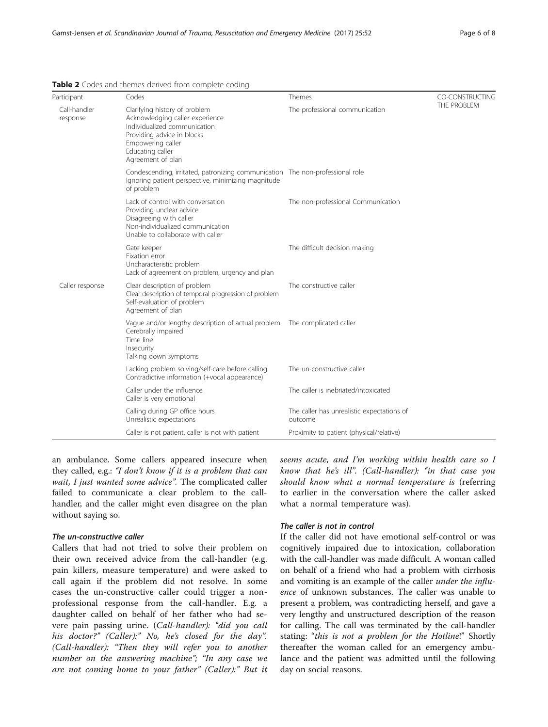**Table 2** Codes and themes derived from complete coding

| Participant | Codes | Themes | CO-CONSTRUCTING THE PROBLEM |
|---|---|---|---|
| Call-handler response | Clarifying history of problem<br>Acknowledging caller experience<br>Individualized communication<br>Providing advice in blocks<br>Empowering caller<br>Educating caller<br>Agreement of plan | The professional communication | |
| | Condescending, irritated, patronizing communication Ignoring patient perspective, minimizing magnitude of problem | The non-professional role | |
| | Lack of control with conversation<br>Providing unclear advice<br>Disagreeing with caller<br>Non-individualized communication<br>Unable to collaborate with caller | The non-professional Communication | |
| | Gate keeper<br>Fixation error<br>Uncharacteristic problem<br>Lack of agreement on problem, urgency and plan | The difficult decision making | |
| Caller response | Clear description of problem<br>Clear description of temporal progression of problem<br>Self-evaluation of problem<br>Agreement of plan | The constructive caller | |
| | Vague and/or lengthy description of actual problem<br>Cerebrally impaired<br>Time line<br>Insecurity<br>Talking down symptoms | The complicated caller | |
| | Lacking problem solving/self-care before calling<br>Contradictive information (+vocal appearance) | The un-constructive caller | |
| | Caller under the influence<br>Caller is very emotional | The caller is inebriated/intoxicated | |
| | Calling during GP office hours<br>Unrealistic expectations | The caller has unrealistic expectations of outcome | |
| | Caller is not patient, caller is not with patient | Proximity to patient (physical/relative) | |

an ambulance. Some callers appeared insecure when they called, e.g.: *"I don't know if it is a problem that can wait, I just wanted some advice"*. The complicated caller failed to communicate a clear problem to the call-handler, and the caller might even disagree on the plan without saying so.

#### The un-constructive caller

Callers that had not tried to solve their problem on their own received advice from the call-handler (e.g. pain killers, measure temperature) and were asked to call again if the problem did not resolve. In some cases the un-constructive caller could trigger a non-professional response from the call-handler. E.g. a daughter called on behalf of her father who had severe pain passing urine. *(Call-handler): "did you call his doctor?" (Caller):" No, he's closed for the day". (Call-handler): "Then they will refer you to another number on the answering machine"; "In any case we are not coming home to your father" (Caller):" But it seems acute, and I'm working within health care so I know that he's ill". (Call-handler): "in that case you should know what a normal temperature is* (referring to earlier in the conversation where the caller asked what a normal temperature was).

#### The caller is not in control

If the caller did not have emotional self-control or was cognitively impaired due to intoxication, collaboration with the call-handler was made difficult. A woman called on behalf of a friend who had a problem with cirrhosis and vomiting is an example of the caller *under the influence* of unknown substances. The caller was unable to present a problem, was contradicting herself, and gave a very lengthy and unstructured description of the reason for calling. The call was terminated by the call-handler stating: "*this is not a problem for the Hotline*!" Shortly thereafter the woman called for an emergency ambulance and the patient was admitted until the following day on social reasons.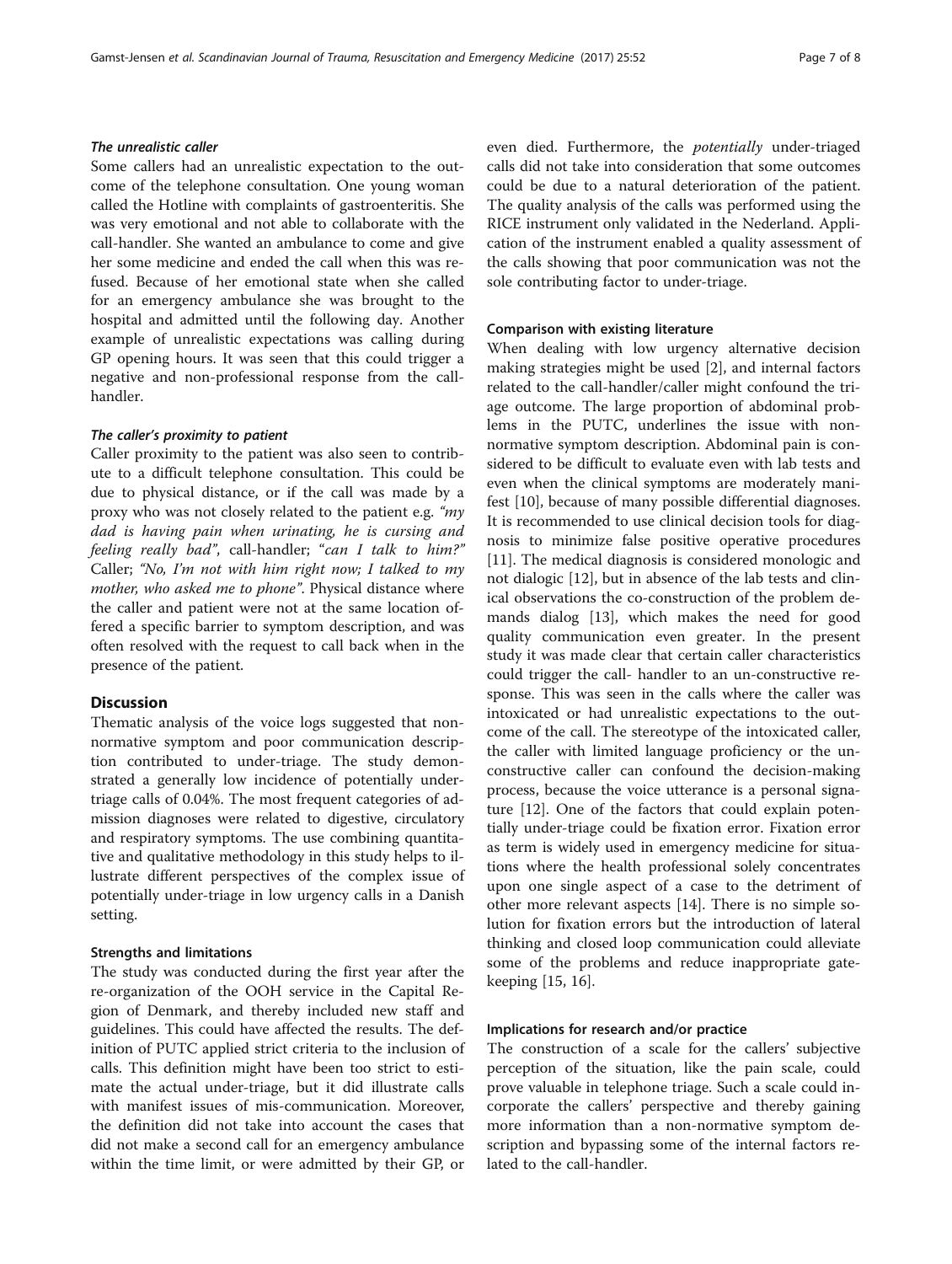#### The unrealistic caller

Some callers had an unrealistic expectation to the outcome of the telephone consultation. One young woman called the Hotline with complaints of gastroenteritis. She was very emotional and not able to collaborate with the call-handler. She wanted an ambulance to come and give her some medicine and ended the call when this was refused. Because of her emotional state when she called for an emergency ambulance she was brought to the hospital and admitted until the following day. Another example of unrealistic expectations was calling during GP opening hours. It was seen that this could trigger a negative and non-professional response from the call-handler.

#### The caller's proximity to patient

Caller proximity to the patient was also seen to contribute to a difficult telephone consultation. This could be due to physical distance, or if the call was made by a proxy who was not closely related to the patient e.g. *"my dad is having pain when urinating, he is cursing and feeling really bad"*, call-handler; *"can I talk to him?"* Caller; *"No, I'm not with him right now; I talked to my mother, who asked me to phone"*. Physical distance where the caller and patient were not at the same location offered a specific barrier to symptom description, and was often resolved with the request to call back when in the presence of the patient.

## Discussion

Thematic analysis of the voice logs suggested that non-normative symptom and poor communication description contributed to under-triage. The study demonstrated a generally low incidence of potentially under-triage calls of 0.04%. The most frequent categories of admission diagnoses were related to digestive, circulatory and respiratory symptoms. The use combining quantitative and qualitative methodology in this study helps to illustrate different perspectives of the complex issue of potentially under-triage in low urgency calls in a Danish setting.

### Strengths and limitations

The study was conducted during the first year after the re-organization of the OOH service in the Capital Region of Denmark, and thereby included new staff and guidelines. This could have affected the results. The definition of PUTC applied strict criteria to the inclusion of calls. This definition might have been too strict to estimate the actual under-triage, but it did illustrate calls with manifest issues of mis-communication. Moreover, the definition did not take into account the cases that did not make a second call for an emergency ambulance within the time limit, or were admitted by their GP, or even died. Furthermore, the *potentially* under-triaged calls did not take into consideration that some outcomes could be due to a natural deterioration of the patient. The quality analysis of the calls was performed using the RICE instrument only validated in the Nederland. Application of the instrument enabled a quality assessment of the calls showing that poor communication was not the sole contributing factor to under-triage.

### Comparison with existing literature

When dealing with low urgency alternative decision making strategies might be used [2], and internal factors related to the call-handler/caller might confound the triage outcome. The large proportion of abdominal problems in the PUTC, underlines the issue with non-normative symptom description. Abdominal pain is considered to be difficult to evaluate even with lab tests and even when the clinical symptoms are moderately manifest [10], because of many possible differential diagnoses. It is recommended to use clinical decision tools for diagnosis to minimize false positive operative procedures [11]. The medical diagnosis is considered monologic and not dialogic [12], but in absence of the lab tests and clinical observations the co-construction of the problem demands dialog [13], which makes the need for good quality communication even greater. In the present study it was made clear that certain caller characteristics could trigger the call- handler to an un-constructive response. This was seen in the calls where the caller was intoxicated or had unrealistic expectations to the outcome of the call. The stereotype of the intoxicated caller, the caller with limited language proficiency or the un-constructive caller can confound the decision-making process, because the voice utterance is a personal signature [12]. One of the factors that could explain potentially under-triage could be fixation error. Fixation error as term is widely used in emergency medicine for situations where the health professional solely concentrates upon one single aspect of a case to the detriment of other more relevant aspects [14]. There is no simple solution for fixation errors but the introduction of lateral thinking and closed loop communication could alleviate some of the problems and reduce inappropriate gatekeeping [15, 16].

### Implications for research and/or practice

The construction of a scale for the callers' subjective perception of the situation, like the pain scale, could prove valuable in telephone triage. Such a scale could incorporate the callers' perspective and thereby gaining more information than a non-normative symptom description and bypassing some of the internal factors related to the call-handler.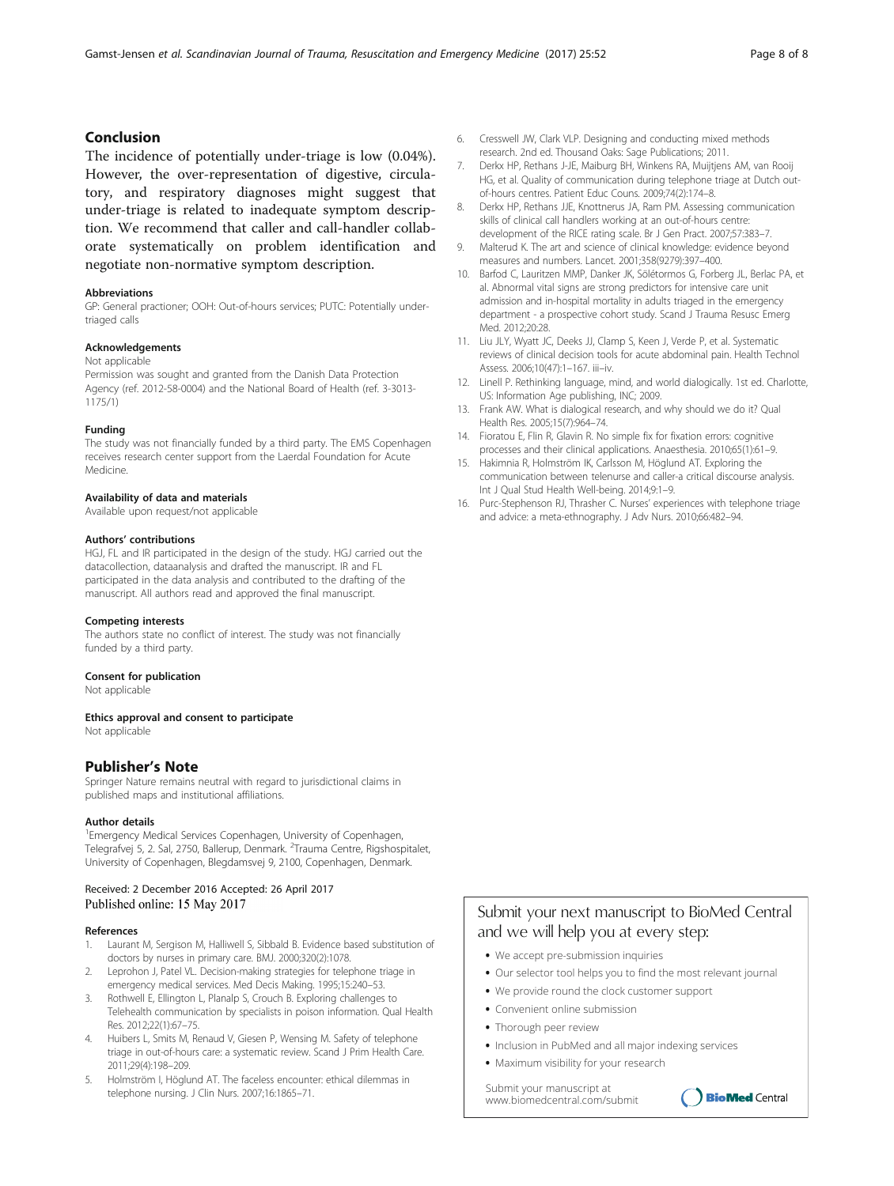## Conclusion

The incidence of potentially under-triage is low (0.04%). However, the over-representation of digestive, circulatory, and respiratory diagnoses might suggest that under-triage is related to inadequate symptom description. We recommend that caller and call-handler collaborate systematically on problem identification and negotiate non-normative symptom description.

### Abbreviations

GP: General practioner; OOH: Out-of-hours services; PUTC: Potentially under-triaged calls

### Acknowledgements

Not applicable

Permission was sought and granted from the Danish Data Protection Agency (ref. 2012-58-0004) and the National Board of Health (ref. 3-3013-1175/1)

### Funding

The study was not financially funded by a third party. The EMS Copenhagen receives research center support from the Laerdal Foundation for Acute Medicine.

### Availability of data and materials

Available upon request/not applicable

### Authors' contributions

HGJ, FL and IR participated in the design of the study. HGJ carried out the datacollection, dataanalysis and drafted the manuscript. IR and FL participated in the data analysis and contributed to the drafting of the manuscript. All authors read and approved the final manuscript.

### Competing interests

The authors state no conflict of interest. The study was not financially funded by a third party.

### Consent for publication

Not applicable

### Ethics approval and consent to participate

Not applicable

## Publisher's Note

Springer Nature remains neutral with regard to jurisdictional claims in published maps and institutional affiliations.

### Author details

[1]Emergency Medical Services Copenhagen, University of Copenhagen, Telegrafvej 5, 2. Sal, 2750, Ballerup, Denmark. [2]Trauma Centre, Rigshospitalet, University of Copenhagen, Blegdamsvej 9, 2100, Copenhagen, Denmark.

Received: 2 December 2016 Accepted: 26 April 2017
Published online: 15 May 2017

### References

1. Laurant M, Sergison M, Halliwell S, Sibbald B. Evidence based substitution of doctors by nurses in primary care. BMJ. 2000;320(2):1078.
2. Leprohon J, Patel VL. Decision-making strategies for telephone triage in emergency medical services. Med Decis Making. 1995;15:240–53.
3. Rothwell E, Ellington L, Planalp S, Crouch B. Exploring challenges to Telehealth communication by specialists in poison information. Qual Health Res. 2012;22(1):67–75.
4. Huibers L, Smits M, Renaud V, Giesen P, Wensing M. Safety of telephone triage in out-of-hours care: a systematic review. Scand J Prim Health Care. 2011;29(4):198–209.
5. Holmström I, Höglund AT. The faceless encounter: ethical dilemmas in telephone nursing. J Clin Nurs. 2007;16:1865–71.
6. Cresswell JW, Clark VLP. Designing and conducting mixed methods research. 2nd ed. Thousand Oaks: Sage Publications; 2011.
7. Derkx HP, Rethans J-JE, Maiburg BH, Winkens RA, Muijtjens AM, van Rooij HG, et al. Quality of communication during telephone triage at Dutch out-of-hours centres. Patient Educ Couns. 2009;74(2):174–8.
8. Derkx HP, Rethans JJE, Knottnerus JA, Ram PM. Assessing communication skills of clinical call handlers working at an out-of-hours centre: development of the RICE rating scale. Br J Gen Pract. 2007;57:383–7.
9. Malterud K. The art and science of clinical knowledge: evidence beyond measures and numbers. Lancet. 2001;358(9279):397–400.
10. Barfod C, Lauritzen MMP, Danker JK, Sölétormos G, Forberg JL, Berlac PA, et al. Abnormal vital signs are strong predictors for intensive care unit admission and in-hospital mortality in adults triaged in the emergency department - a prospective cohort study. Scand J Trauma Resusc Emerg Med. 2012;20:28.
11. Liu JLY, Wyatt JC, Deeks JJ, Clamp S, Keen J, Verde P, et al. Systematic reviews of clinical decision tools for acute abdominal pain. Health Technol Assess. 2006;10(47):1–167. iii–iv.
12. Linell P. Rethinking language, mind, and world dialogically. 1st ed. Charlotte, US: Information Age publishing, INC; 2009.
13. Frank AW. What is dialogical research, and why should we do it? Qual Health Res. 2005;15(7):964–74.
14. Fioratou E, Flin R, Glavin R. No simple fix for fixation errors: cognitive processes and their clinical applications. Anaesthesia. 2010;65(1):61–9.
15. Hakimnia R, Holmström IK, Carlsson M, Höglund AT. Exploring the communication between telenurse and caller-a critical discourse analysis. Int J Qual Stud Health Well-being. 2014;9:1–9.
16. Purc-Stephenson RJ, Thrasher C. Nurses' experiences with telephone triage and advice: a meta-ethnography. J Adv Nurs. 2010;66:482–94.

Submit your next manuscript to BioMed Central and we will help you at every step:

- We accept pre-submission inquiries
- Our selector tool helps you to find the most relevant journal
- We provide round the clock customer support
- Convenient online submission
- Thorough peer review
- Inclusion in PubMed and all major indexing services
- Maximum visibility for your research

Submit your manuscript at
www.biomedcentral.com/submit

BioMed Central